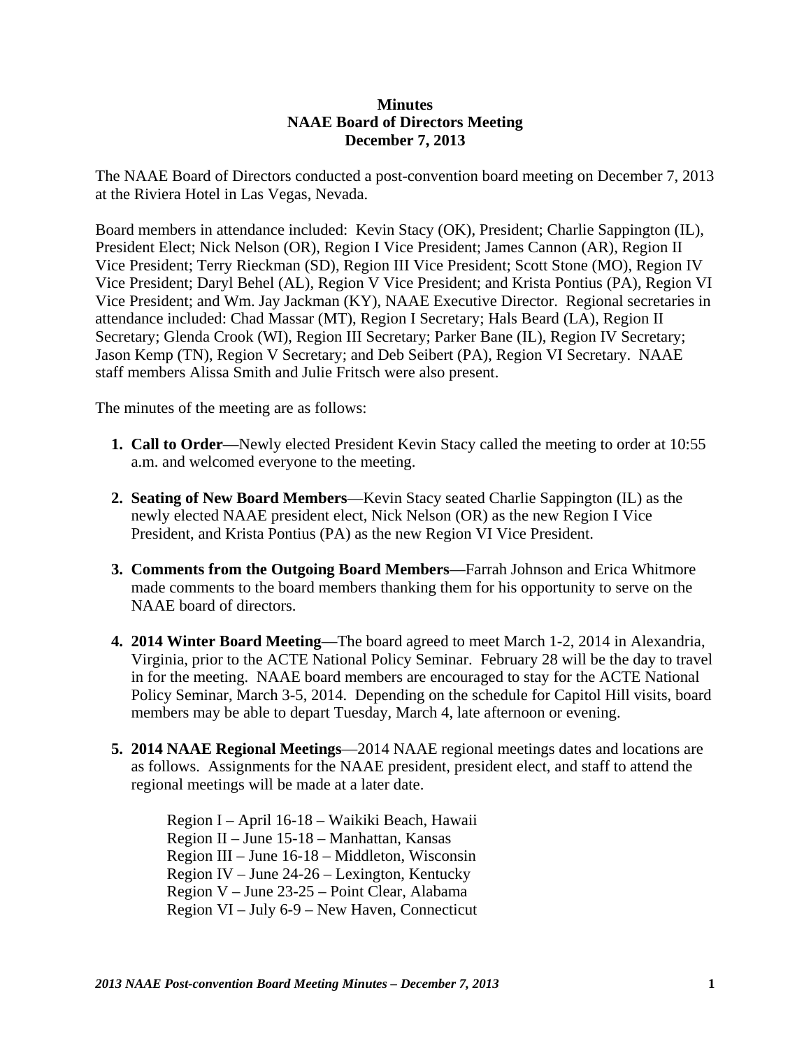**Minutes**
**NAAE Board of Directors Meeting**
**December 7, 2013**

The NAAE Board of Directors conducted a post-convention board meeting on December 7, 2013 at the Riviera Hotel in Las Vegas, Nevada.

Board members in attendance included: Kevin Stacy (OK), President; Charlie Sappington (IL), President Elect; Nick Nelson (OR), Region I Vice President; James Cannon (AR), Region II Vice President; Terry Rieckman (SD), Region III Vice President; Scott Stone (MO), Region IV Vice President; Daryl Behel (AL), Region V Vice President; and Krista Pontius (PA), Region VI Vice President; and Wm. Jay Jackman (KY), NAAE Executive Director. Regional secretaries in attendance included: Chad Massar (MT), Region I Secretary; Hals Beard (LA), Region II Secretary; Glenda Crook (WI), Region III Secretary; Parker Bane (IL), Region IV Secretary; Jason Kemp (TN), Region V Secretary; and Deb Seibert (PA), Region VI Secretary. NAAE staff members Alissa Smith and Julie Fritsch were also present.

The minutes of the meeting are as follows:

1. **Call to Order**—Newly elected President Kevin Stacy called the meeting to order at 10:55 a.m. and welcomed everyone to the meeting.

2. **Seating of New Board Members**—Kevin Stacy seated Charlie Sappington (IL) as the newly elected NAAE president elect, Nick Nelson (OR) as the new Region I Vice President, and Krista Pontius (PA) as the new Region VI Vice President.

3. **Comments from the Outgoing Board Members**—Farrah Johnson and Erica Whitmore made comments to the board members thanking them for his opportunity to serve on the NAAE board of directors.

4. **2014 Winter Board Meeting**—The board agreed to meet March 1-2, 2014 in Alexandria, Virginia, prior to the ACTE National Policy Seminar. February 28 will be the day to travel in for the meeting. NAAE board members are encouraged to stay for the ACTE National Policy Seminar, March 3-5, 2014. Depending on the schedule for Capitol Hill visits, board members may be able to depart Tuesday, March 4, late afternoon or evening.

5. **2014 NAAE Regional Meetings**—2014 NAAE regional meetings dates and locations are as follows. Assignments for the NAAE president, president elect, and staff to attend the regional meetings will be made at a later date.

   Region I – April 16-18 – Waikiki Beach, Hawaii
   Region II – June 15-18 – Manhattan, Kansas
   Region III – June 16-18 – Middleton, Wisconsin
   Region IV – June 24-26 – Lexington, Kentucky
   Region V – June 23-25 – Point Clear, Alabama
   Region VI – July 6-9 – New Haven, Connecticut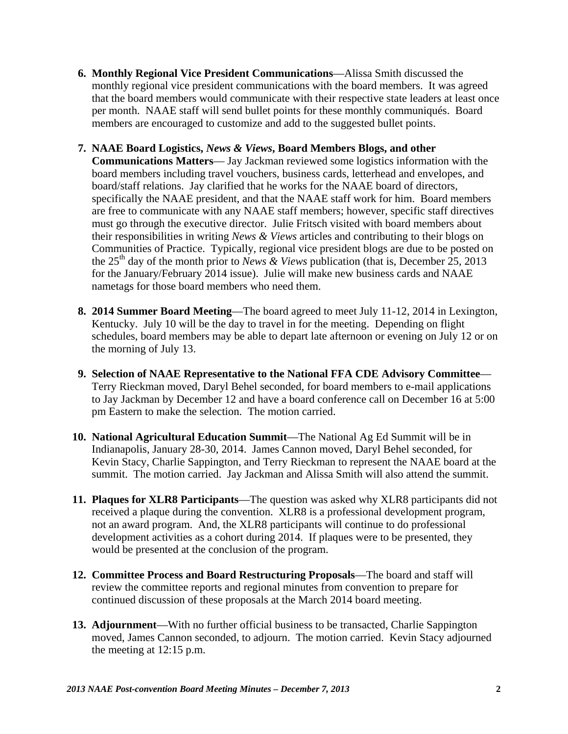6. **Monthly Regional Vice President Communications**—Alissa Smith discussed the monthly regional vice president communications with the board members. It was agreed that the board members would communicate with their respective state leaders at least once per month. NAAE staff will send bullet points for these monthly communiqués. Board members are encouraged to customize and add to the suggested bullet points.

7. **NAAE Board Logistics, *News & Views*, Board Members Blogs, and other Communications Matters**— Jay Jackman reviewed some logistics information with the board members including travel vouchers, business cards, letterhead and envelopes, and board/staff relations. Jay clarified that he works for the NAAE board of directors, specifically the NAAE president, and that the NAAE staff work for him. Board members are free to communicate with any NAAE staff members; however, specific staff directives must go through the executive director. Julie Fritsch visited with board members about their responsibilities in writing *News & Views* articles and contributing to their blogs on Communities of Practice. Typically, regional vice president blogs are due to be posted on the 25th day of the month prior to *News & Views* publication (that is, December 25, 2013 for the January/February 2014 issue). Julie will make new business cards and NAAE nametags for those board members who need them.

8. **2014 Summer Board Meeting**—The board agreed to meet July 11-12, 2014 in Lexington, Kentucky. July 10 will be the day to travel in for the meeting. Depending on flight schedules, board members may be able to depart late afternoon or evening on July 12 or on the morning of July 13.

9. **Selection of NAAE Representative to the National FFA CDE Advisory Committee**—Terry Rieckman moved, Daryl Behel seconded, for board members to e-mail applications to Jay Jackman by December 12 and have a board conference call on December 16 at 5:00 pm Eastern to make the selection. The motion carried.

10. **National Agricultural Education Summit**—The National Ag Ed Summit will be in Indianapolis, January 28-30, 2014. James Cannon moved, Daryl Behel seconded, for Kevin Stacy, Charlie Sappington, and Terry Rieckman to represent the NAAE board at the summit. The motion carried. Jay Jackman and Alissa Smith will also attend the summit.

11. **Plaques for XLR8 Participants**—The question was asked why XLR8 participants did not received a plaque during the convention. XLR8 is a professional development program, not an award program. And, the XLR8 participants will continue to do professional development activities as a cohort during 2014. If plaques were to be presented, they would be presented at the conclusion of the program.

12. **Committee Process and Board Restructuring Proposals**—The board and staff will review the committee reports and regional minutes from convention to prepare for continued discussion of these proposals at the March 2014 board meeting.

13. **Adjournment**—With no further official business to be transacted, Charlie Sappington moved, James Cannon seconded, to adjourn. The motion carried. Kevin Stacy adjourned the meeting at 12:15 p.m.